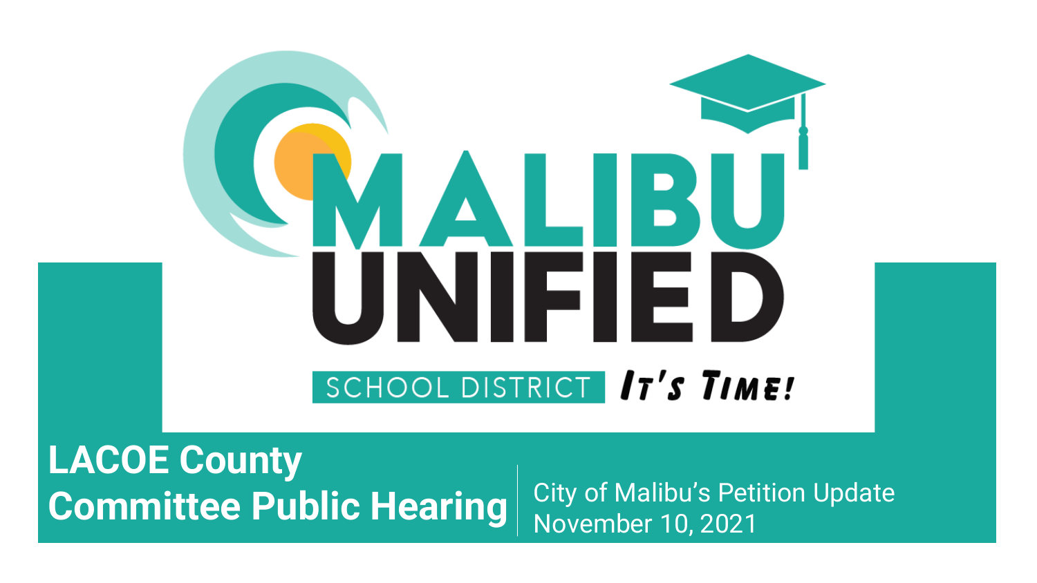# MALIBU UNIFIED

SCHOOL DISTRICT *It's Time!*

## LACOE County Committee Public Hearing

City of Malibu's Petition Update
November 10, 2021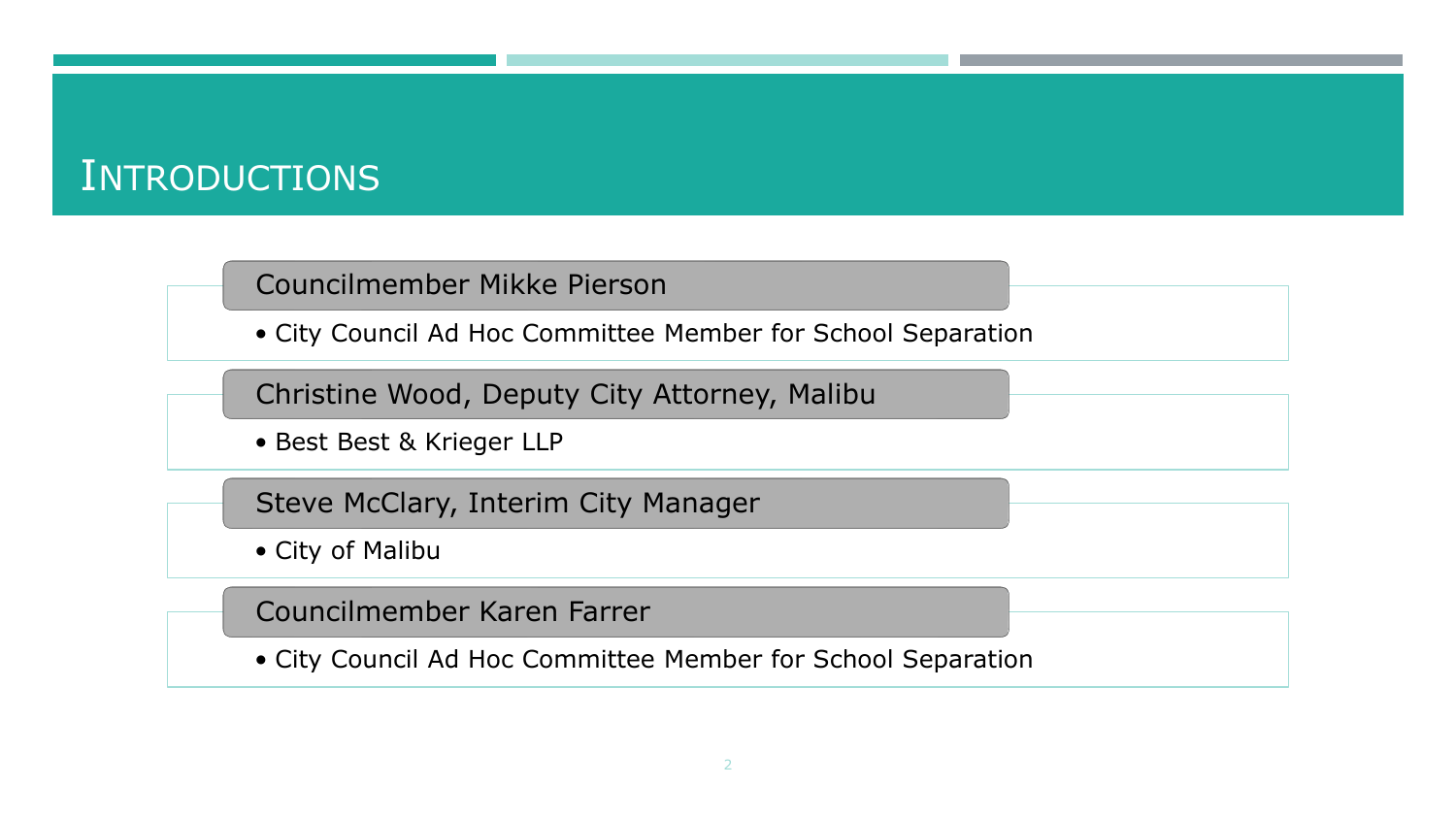# Introductions

**Councilmember Mikke Pierson**

- City Council Ad Hoc Committee Member for School Separation

**Christine Wood, Deputy City Attorney, Malibu**

- Best Best & Krieger LLP

**Steve McClary, Interim City Manager**

- City of Malibu

**Councilmember Karen Farrer**

- City Council Ad Hoc Committee Member for School Separation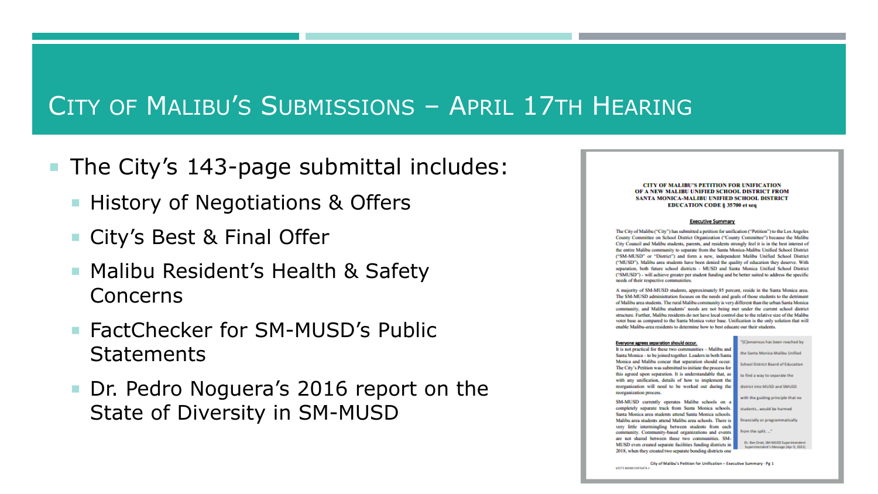# City of Malibu's Submissions – April 17th Hearing

- The City's 143-page submittal includes:
  - History of Negotiations & Offers
  - City's Best & Final Offer
  - Malibu Resident's Health & Safety Concerns
  - FactChecker for SM-MUSD's Public Statements
  - Dr. Pedro Noguera's 2016 report on the State of Diversity in SM-MUSD

**CITY OF MALIBU'S PETITION FOR UNIFICATION OF A NEW MALIBU UNIFIED SCHOOL DISTRICT FROM SANTA MONICA-MALIBU UNIFIED SCHOOL DISTRICT EDUCATION CODE § 35700 et seq**

**Executive Summary**

The City of Malibu ("City") has submitted a petition for unification ("Petition") to the Los Angeles County Committee on School District Organization ("County Committee") because the Malibu City Council and Malibu students, parents, and residents strongly feel it is in the best interest of the entire Malibu community to separate from the Santa Monica-Malibu Unified School District ("SM-MUSD" or "District") and form a new, independent Malibu Unified School District ("MUSD"). Malibu area students have been denied the quality of education they deserve. With separation, both future school districts - MUSD and Santa Monica Unified School District ("SMUSD") - will achieve greater per student funding and be better suited to address the specific needs of their respective communities.

A majority of SM-MUSD students, approximately 85 percent, reside in the Santa Monica area. The SM-MUSD administration focuses on the needs and goals of those students to the detriment of Malibu area students. The rural Malibu community is very different than the urban Santa Monica community, and Malibu students' needs are not being met under the current school district structure. Further, Malibu residents do not have local control due to the relative size of the Malibu voter base as compared to the Santa Monica voter base. Unification is the only solution that will enable Malibu-area residents to determine how to best educate our their students.

**Everyone agrees separation should occur.**

It is not practical for these two communities – Malibu and Santa Monica – to be joined together. Leaders in both Santa Monica and Malibu concur that separation should occur. The City's Petition was submitted to initiate the process for this agreed upon separation. It is understandable that, as with any unification, details of how to implement the reorganization will need to be worked out during the reorganization process.

SM-MUSD currently operates Malibu schools on a completely separate track from Santa Monica schools. Santa Monica area students attend Santa Monica schools. Malibu area students attend Malibu area schools. There is very little intermingling between students from each community. Community-based organizations and events are not shared between these two communities. SM-MUSD even created separate facilities funding districts in 2018, when they created two separate bonding districts one

"[C]onsensus has been reached by the Santa Monica-Malibu Unified School District Board of Education to find a way to separate the district into MUSD and SMUSD with the guiding principle that no students...would be harmed financially or programmatically from the split. ..."

Dr. Ben Drati, SM-MUSD Superintendent Superintendent's Message (Apr 9, 2021)

City of Malibu's Petition for Unification – Executive Summary - Pg 1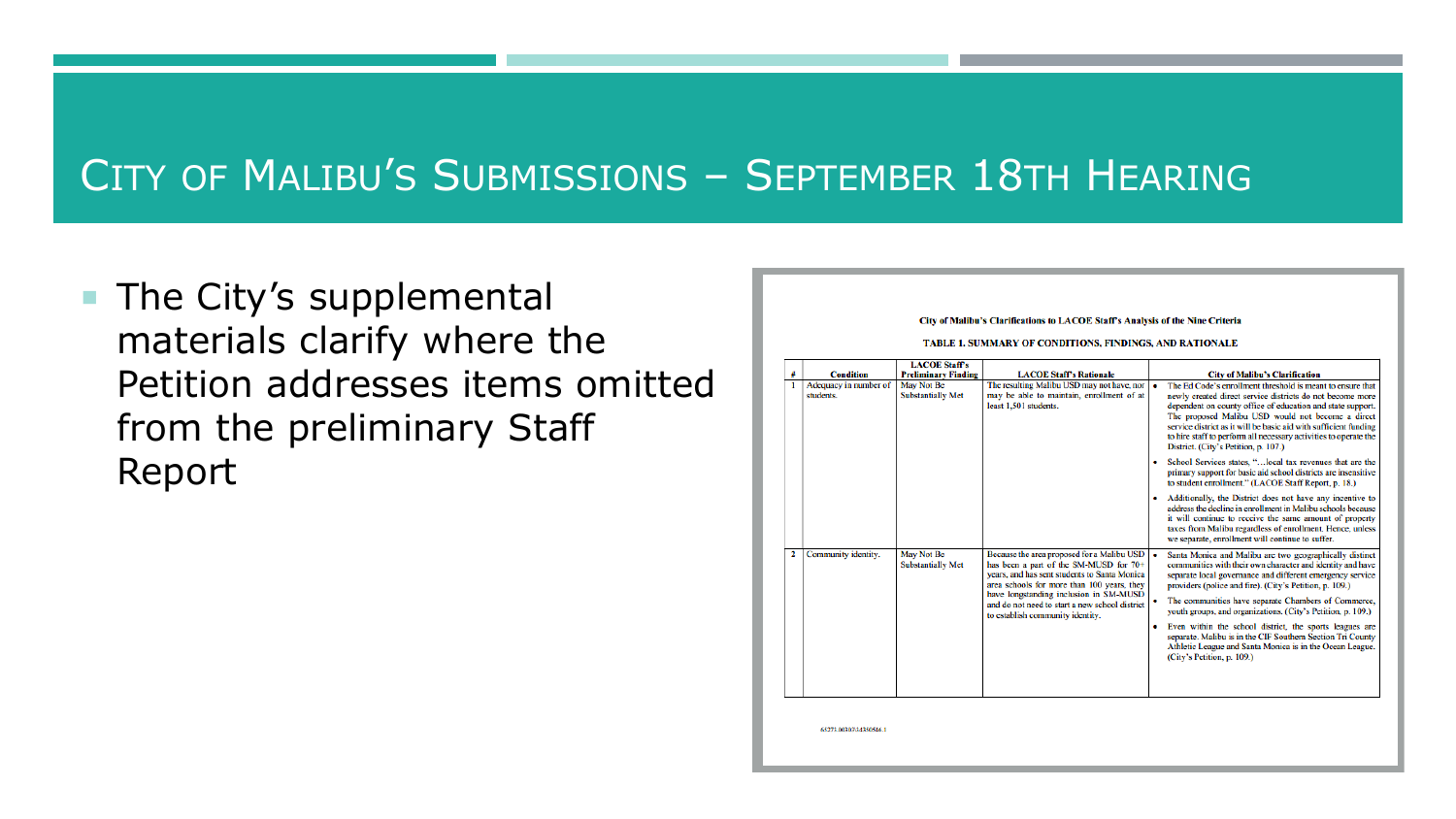# City of Malibu's Submissions – September 18th Hearing

- The City's supplemental materials clarify where the Petition addresses items omitted from the preliminary Staff Report

**City of Malibu's Clarifications to LACOE Staff's Analysis of the Nine Criteria**

**TABLE 1. SUMMARY OF CONDITIONS, FINDINGS, AND RATIONALE**

| # | Condition | LACOE Staff's Preliminary Finding | LACOE Staff's Rationale | City of Malibu's Clarification |
|---|---|---|---|---|
| 1 | Adequacy in number of students. | May Not Be Substantially Met | The resulting Malibu USD may not have, nor may be able to maintain, enrollment of at least 1,501 students. | • The Ed Code's enrollment threshold is meant to ensure that newly created direct service districts do not become more dependent on county office of education and state support. The proposed Malibu USD would not become a direct service district as it will be basic aid with sufficient funding to hire staff to perform all necessary activities to operate the District. (City's Petition, p. 107.) • School Services states, "…local tax revenues that are the primary support for basic aid school districts are insensitive to student enrollment." (LACOE Staff Report, p. 18.) • Additionally, the District does not have any incentive to address the decline in enrollment in Malibu schools because it will continue to receive the same amount of property taxes from Malibu regardless of enrollment. Hence, unless we separate, enrollment will continue to suffer. |
| 2 | Community identity. | May Not Be Substantially Met | Because the area proposed for a Malibu USD has been a part of the SM-MUSD for 70+ years, and has sent students to Santa Monica area schools for more than 100 years, they have longstanding inclusion in SM-MUSD and do not need to start a new school district to establish community identity. | • Santa Monica and Malibu are two geographically distinct communities with their own character and identity and have separate local governance and different emergency service providers (police and fire). (City's Petition, p. 109.) • The communities have separate Chambers of Commerce, youth groups, and organizations. (City's Petition, p. 109.) • Even within the school district, the sports leagues are separate. Malibu is in the CIF Southern Section Tri County Athletic League and Santa Monica is in the Ocean League. (City's Petition, p. 109.) |

65271.00307\31350516.1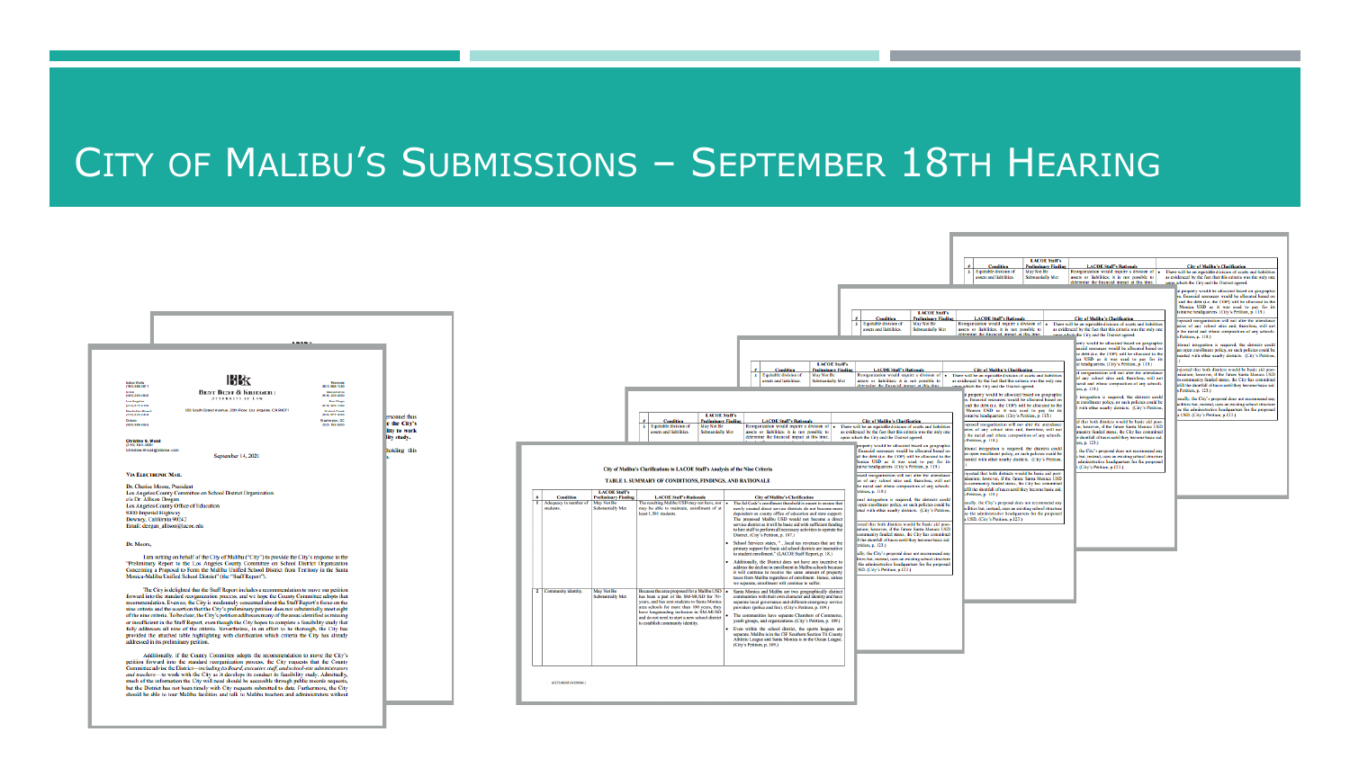# City of Malibu's Submissions – September 18th Hearing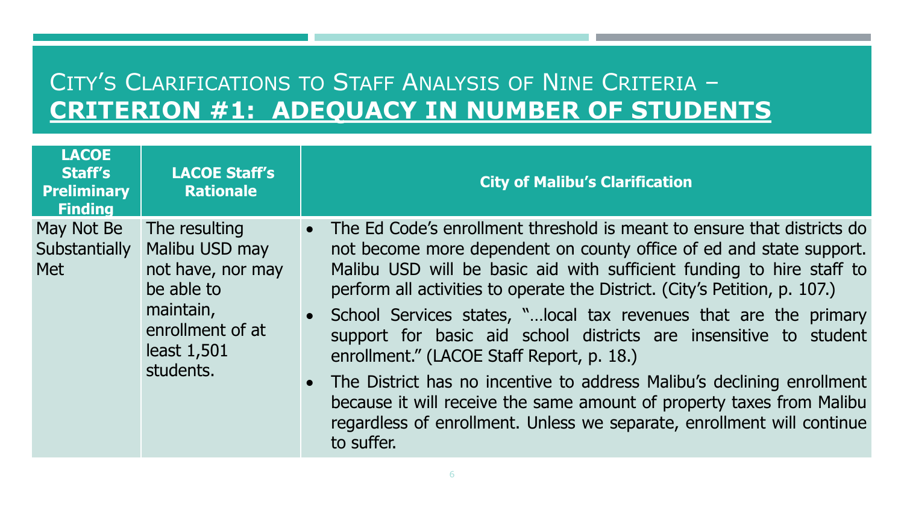# City's Clarifications to Staff Analysis of Nine Criteria – **CRITERION #1: ADEQUACY IN NUMBER OF STUDENTS**

| LACOE Staff's Preliminary Finding | LACOE Staff's Rationale | City of Malibu's Clarification |
|---|---|---|
| May Not Be Substantially Met | The resulting Malibu USD may not have, nor may be able to maintain, enrollment of at least 1,501 students. | • The Ed Code's enrollment threshold is meant to ensure that districts do not become more dependent on county office of ed and state support. Malibu USD will be basic aid with sufficient funding to hire staff to perform all activities to operate the District. (City's Petition, p. 107.)<br>• School Services states, "…local tax revenues that are the primary support for basic aid school districts are insensitive to student enrollment." (LACOE Staff Report, p. 18.)<br>• The District has no incentive to address Malibu's declining enrollment because it will receive the same amount of property taxes from Malibu regardless of enrollment. Unless we separate, enrollment will continue to suffer. |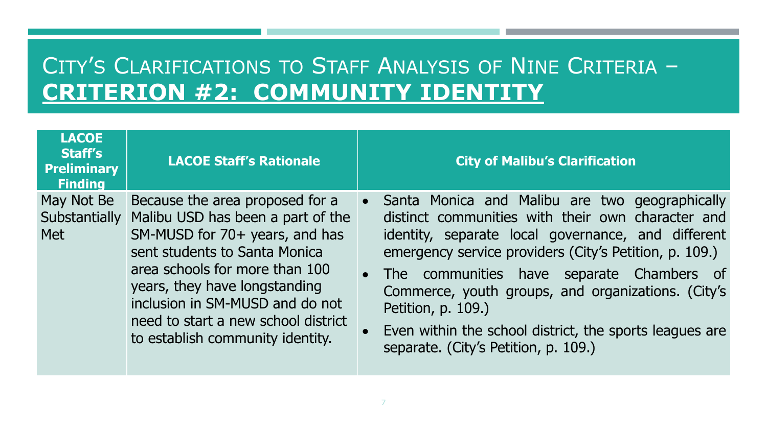# City's Clarifications to Staff Analysis of Nine Criteria – **Criterion #2: Community Identity**

| LACOE Staff's Preliminary Finding | LACOE Staff's Rationale | City of Malibu's Clarification |
|---|---|---|
| May Not Be Substantially Met | Because the area proposed for a Malibu USD has been a part of the SM-MUSD for 70+ years, and has sent students to Santa Monica area schools for more than 100 years, they have longstanding inclusion in SM-MUSD and do not need to start a new school district to establish community identity. | • Santa Monica and Malibu are two geographically distinct communities with their own character and identity, separate local governance, and different emergency service providers (City's Petition, p. 109.)<br>• The communities have separate Chambers of Commerce, youth groups, and organizations. (City's Petition, p. 109.)<br>• Even within the school district, the sports leagues are separate. (City's Petition, p. 109.) |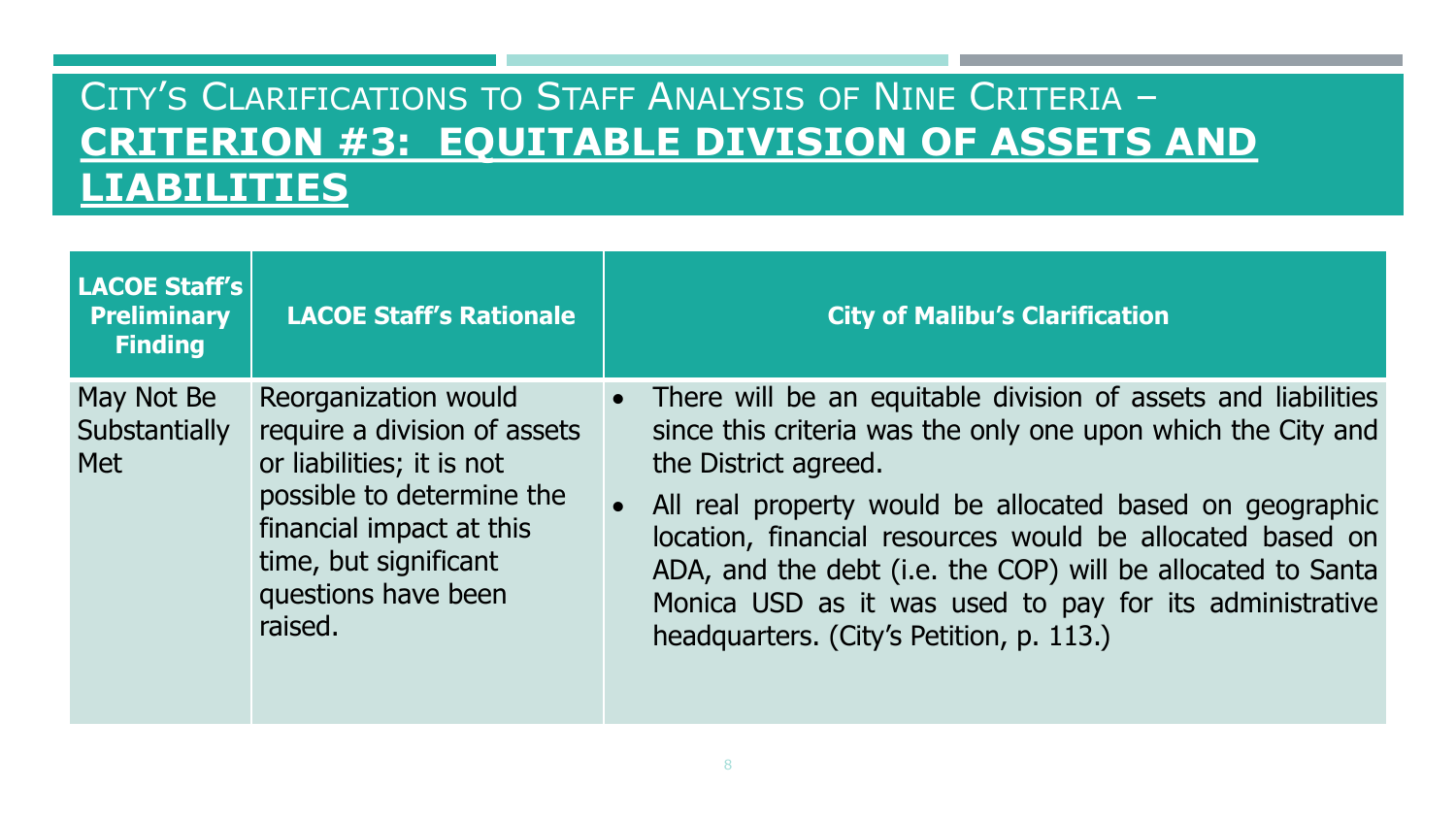# City's Clarifications to Staff Analysis of Nine Criteria – **CRITERION #3: EQUITABLE DIVISION OF ASSETS AND LIABILITIES**

| LACOE Staff's Preliminary Finding | LACOE Staff's Rationale | City of Malibu's Clarification |
|---|---|---|
| May Not Be Substantially Met | Reorganization would require a division of assets or liabilities; it is not possible to determine the financial impact at this time, but significant questions have been raised. | • There will be an equitable division of assets and liabilities since this criteria was the only one upon which the City and the District agreed.<br>• All real property would be allocated based on geographic location, financial resources would be allocated based on ADA, and the debt (i.e. the COP) will be allocated to Santa Monica USD as it was used to pay for its administrative headquarters. (City's Petition, p. 113.) |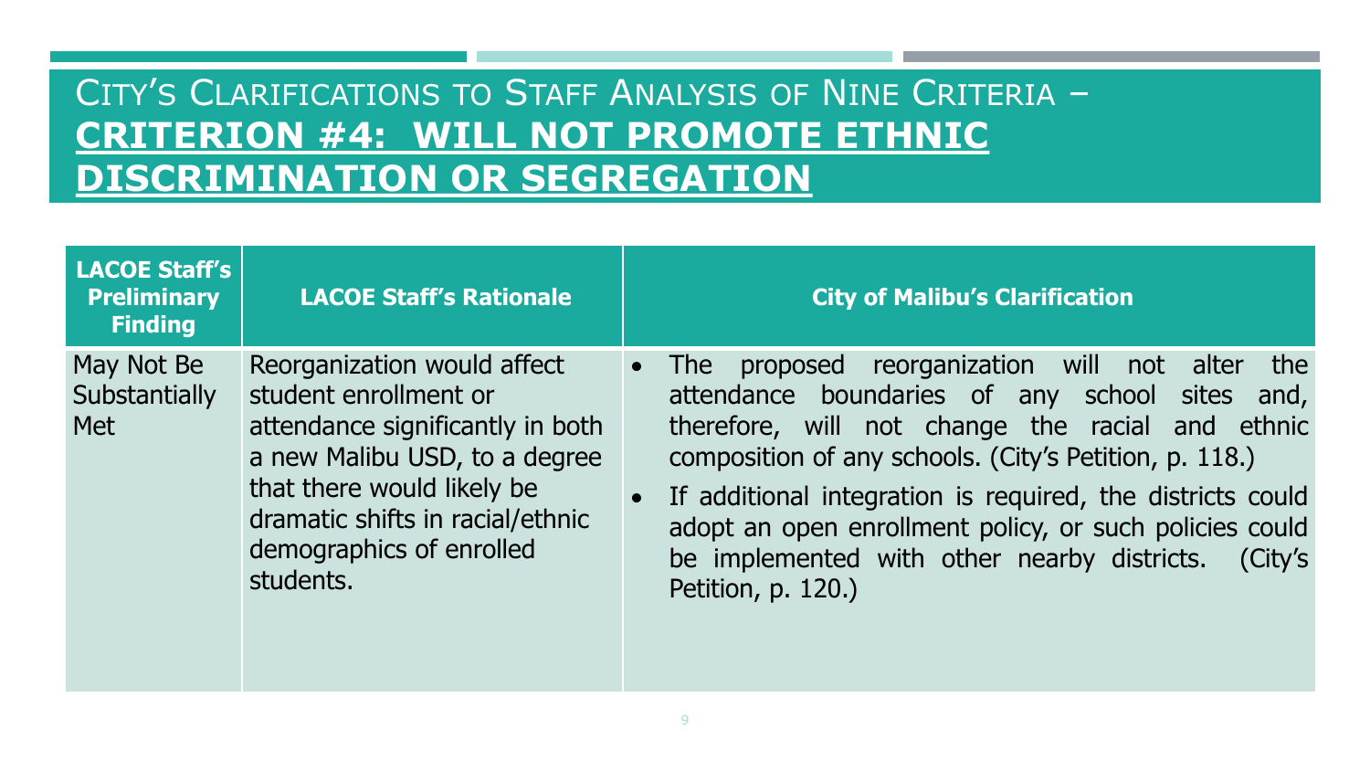# City's Clarifications to Staff Analysis of Nine Criteria – **Criterion #4: Will Not Promote Ethnic Discrimination or Segregation**

| LACOE Staff's Preliminary Finding | LACOE Staff's Rationale | City of Malibu's Clarification |
|---|---|---|
| May Not Be Substantially Met | Reorganization would affect student enrollment or attendance significantly in both a new Malibu USD, to a degree that there would likely be dramatic shifts in racial/ethnic demographics of enrolled students. | • The proposed reorganization will not alter the attendance boundaries of any school sites and, therefore, will not change the racial and ethnic composition of any schools. (City's Petition, p. 118.)<br>• If additional integration is required, the districts could adopt an open enrollment policy, or such policies could be implemented with other nearby districts. (City's Petition, p. 120.) |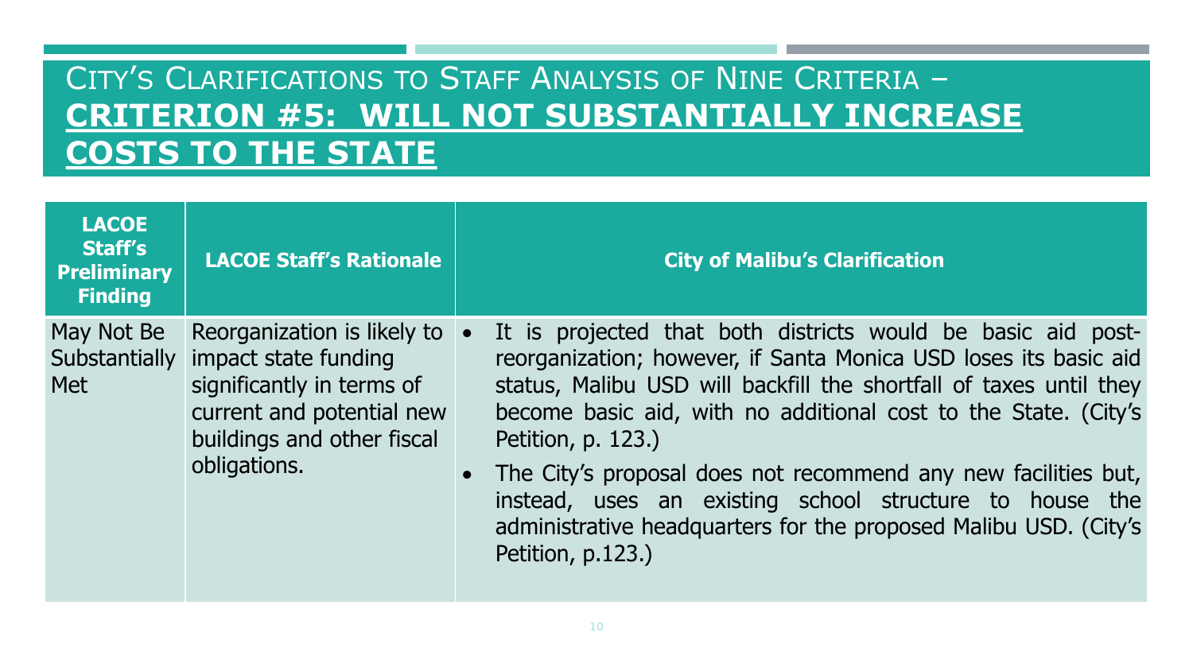# City's Clarifications to Staff Analysis of Nine Criteria – **CRITERION #5: WILL NOT SUBSTANTIALLY INCREASE COSTS TO THE STATE**

| LACOE Staff's Preliminary Finding | LACOE Staff's Rationale | City of Malibu's Clarification |
|---|---|---|
| May Not Be Substantially Met | Reorganization is likely to impact state funding significantly in terms of current and potential new buildings and other fiscal obligations. | • It is projected that both districts would be basic aid post-reorganization; however, if Santa Monica USD loses its basic aid status, Malibu USD will backfill the shortfall of taxes until they become basic aid, with no additional cost to the State. (City's Petition, p. 123.)<br>• The City's proposal does not recommend any new facilities but, instead, uses an existing school structure to house the administrative headquarters for the proposed Malibu USD. (City's Petition, p.123.) |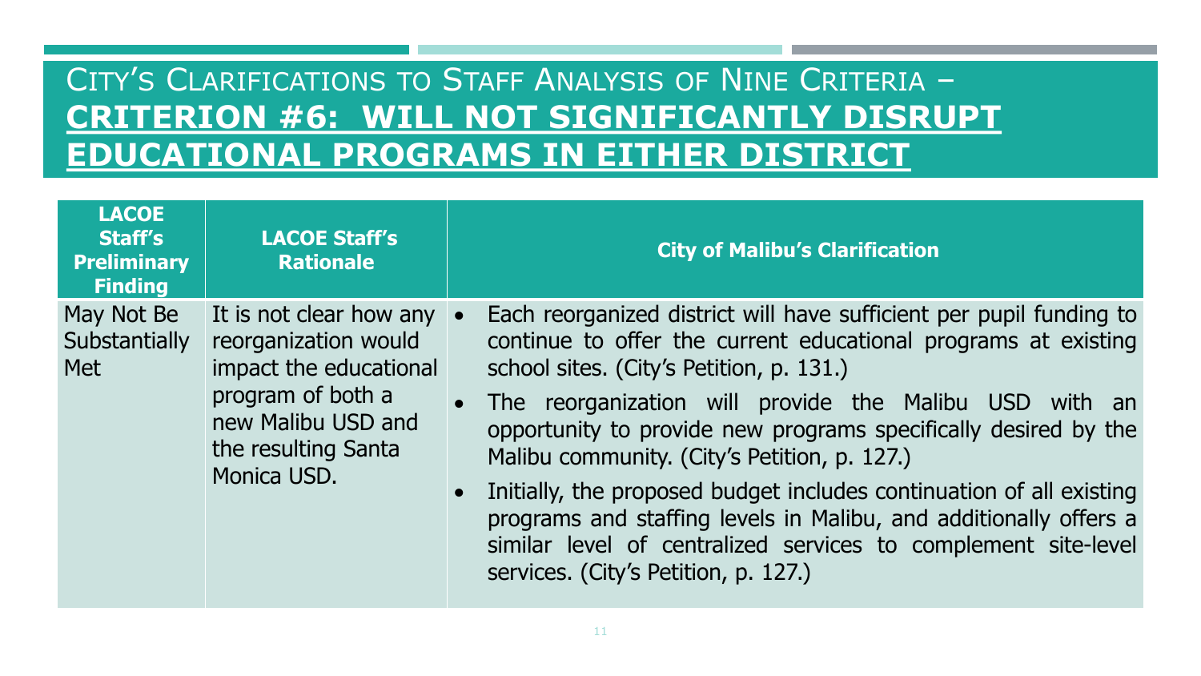# City's Clarifications to Staff Analysis of Nine Criteria – **Criterion #6: Will Not Significantly Disrupt Educational Programs in Either District**

| LACOE Staff's Preliminary Finding | LACOE Staff's Rationale | City of Malibu's Clarification |
|---|---|---|
| May Not Be Substantially Met | It is not clear how any reorganization would impact the educational program of both a new Malibu USD and the resulting Santa Monica USD. | • Each reorganized district will have sufficient per pupil funding to continue to offer the current educational programs at existing school sites. (City's Petition, p. 131.)<br>• The reorganization will provide the Malibu USD with an opportunity to provide new programs specifically desired by the Malibu community. (City's Petition, p. 127.)<br>• Initially, the proposed budget includes continuation of all existing programs and staffing levels in Malibu, and additionally offers a similar level of centralized services to complement site-level services. (City's Petition, p. 127.) |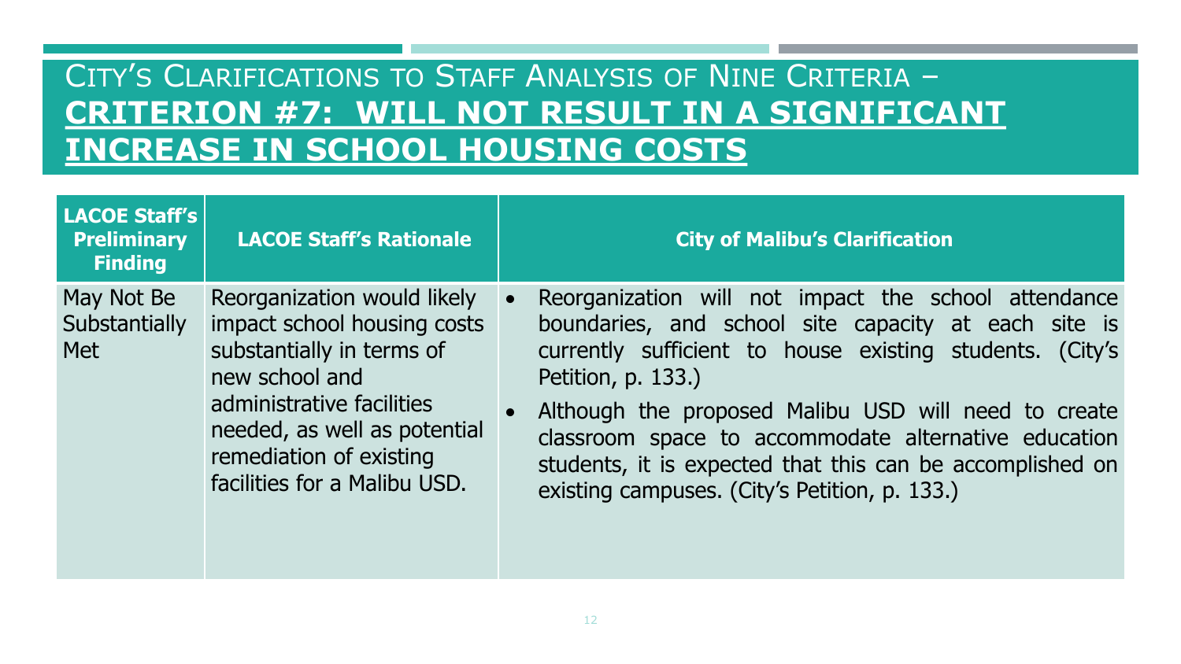# City's Clarifications to Staff Analysis of Nine Criteria – **Criterion #7: Will Not Result in a Significant Increase in School Housing Costs**

| LACOE Staff's Preliminary Finding | LACOE Staff's Rationale | City of Malibu's Clarification |
| --- | --- | --- |
| May Not Be Substantially Met | Reorganization would likely impact school housing costs substantially in terms of new school and administrative facilities needed, as well as potential remediation of existing facilities for a Malibu USD. | • Reorganization will not impact the school attendance boundaries, and school site capacity at each site is currently sufficient to house existing students. (City's Petition, p. 133.)<br>• Although the proposed Malibu USD will need to create classroom space to accommodate alternative education students, it is expected that this can be accomplished on existing campuses. (City's Petition, p. 133.) |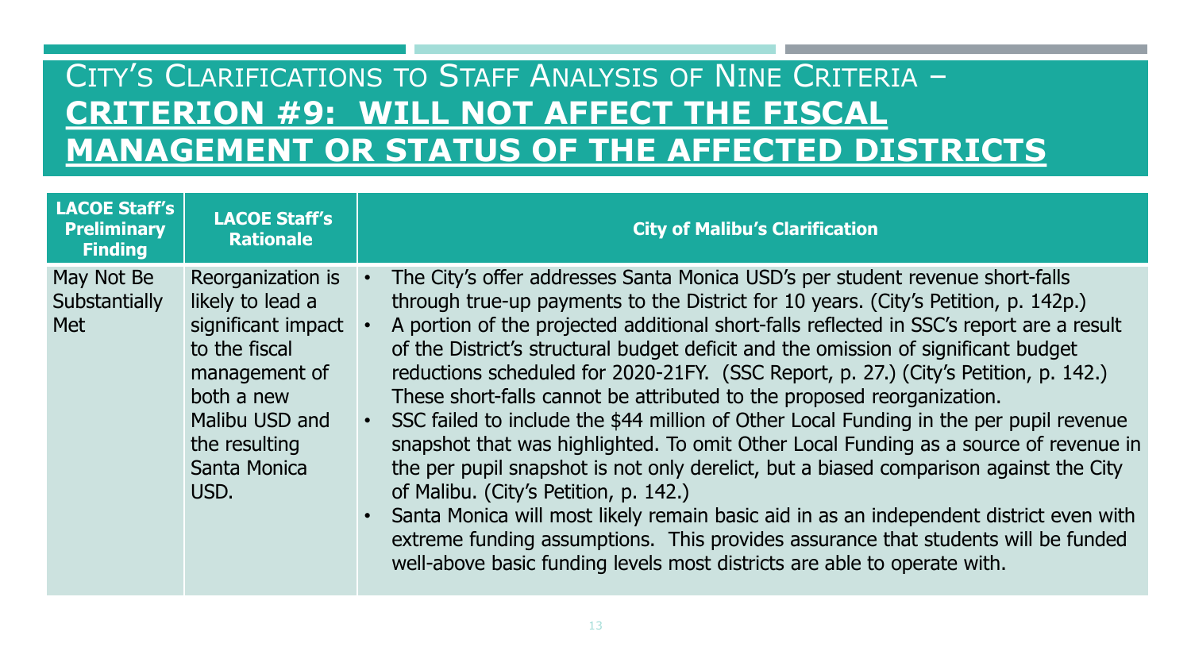# City's Clarifications to Staff Analysis of Nine Criteria – **CRITERION #9: WILL NOT AFFECT THE FISCAL MANAGEMENT OR STATUS OF THE AFFECTED DISTRICTS**

| LACOE Staff's Preliminary Finding | LACOE Staff's Rationale | City of Malibu's Clarification |
| --- | --- | --- |
| May Not Be Substantially Met | Reorganization is likely to lead a significant impact to the fiscal management of both a new Malibu USD and the resulting Santa Monica USD. | • The City's offer addresses Santa Monica USD's per student revenue short-falls through true-up payments to the District for 10 years. (City's Petition, p. 142p.)<br>• A portion of the projected additional short-falls reflected in SSC's report are a result of the District's structural budget deficit and the omission of significant budget reductions scheduled for 2020-21FY. (SSC Report, p. 27.) (City's Petition, p. 142.) These short-falls cannot be attributed to the proposed reorganization.<br>• SSC failed to include the $44 million of Other Local Funding in the per pupil revenue snapshot that was highlighted. To omit Other Local Funding as a source of revenue in the per pupil snapshot is not only derelict, but a biased comparison against the City of Malibu. (City's Petition, p. 142.)<br>• Santa Monica will most likely remain basic aid in as an independent district even with extreme funding assumptions. This provides assurance that students will be funded well-above basic funding levels most districts are able to operate with. |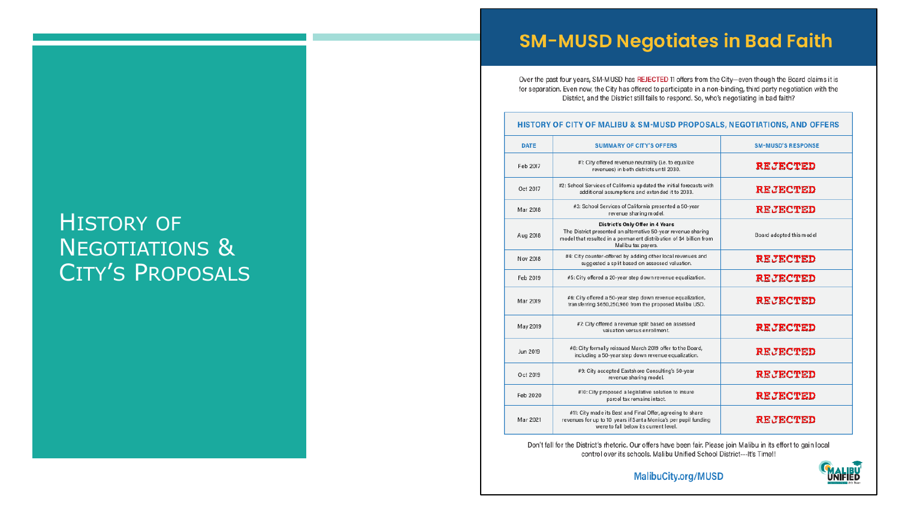# History of Negotiations & City's Proposals

## SM-MUSD Negotiates in Bad Faith

Over the past four years, SM-MUSD has REJECTED 11 offers from the City—even though the Board claims it is for separation. Even now, the City has offered to participate in a non-binding, third party negotiation with the District, and the District still fails to respond. So, who's negotiating in bad faith?

### HISTORY OF CITY OF MALIBU & SM-MUSD PROPOSALS, NEGOTIATIONS, AND OFFERS

| DATE | SUMMARY OF CITY'S OFFERS | SM-MUSD'S RESPONSE |
|---|---|---|
| Feb 2017 | #1: City offered revenue neutrality (i.e. to equalize revenues) in both districts until 2030. | REJECTED |
| Oct 2017 | #2: School Services of California updated the initial forecasts with additional assumptions and extended it to 2033. | REJECTED |
| Mar 2018 | #3: School Services of California presented a 50-year revenue sharing model. | REJECTED |
| Aug 2018 | **District's Only Offer in 4 Years** The District presented an alternative 50-year revenue sharing model that resulted in a permanent distribution of $4 billion from Malibu tax payers. | Board adopted this model |
| Nov 2018 | #4: City counter-offered by adding other local revenues and suggested a split based on assessed valuation. | REJECTED |
| Feb 2019 | #5: City offered a 20-year step down revenue equalization. | REJECTED |
| Mar 2019 | #6: City offered a 50-year step down revenue equalization, transferring $650,250,960 from the proposed Malibu USD. | REJECTED |
| May 2019 | #7: City offered a revenue split based on assessed valuation versus enrollment. | REJECTED |
| Jun 2019 | #8: City formally reissued March 2019 offer to the Board, including a 50-year step down revenue equalization. | REJECTED |
| Oct 2019 | #9: City accepted Eastshore Consulting's 50-year revenue sharing model. | REJECTED |
| Feb 2020 | #10: City proposed a legislative solution to insure parcel tax remains intact. | REJECTED |
| Mar 2021 | #11: City made its Best and Final Offer, agreeing to share revenues for up to 10 years if Santa Monica's per pupil funding were to fall below its current level. | REJECTED |

Don't fall for the District's rhetoric. Our offers have been fair. Please join Malibu in its effort to gain local control over its schools. Malibu Unified School District---It's Time!!

MalibuCity.org/MUSD

MALIBU UNIFIED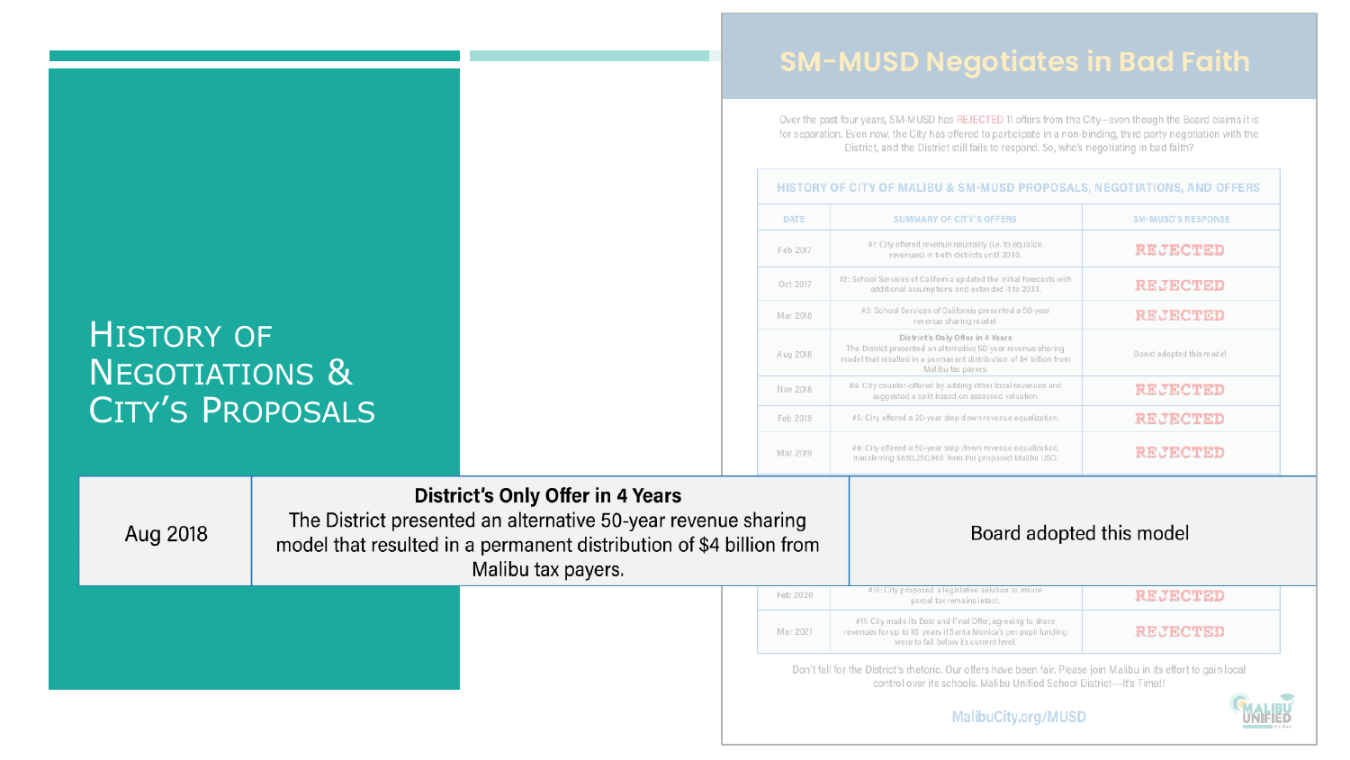# History of Negotiations & City's Proposals

## SM-MUSD Negotiates in Bad Faith

Over the past four years, SM-MUSD has REJECTED 11 offers from the City—even though the Board claims it is for separation. Even now, the City has offered to participate in a non-binding, third party negotiation with the District, and the District still fails to respond. So, who's negotiating in bad faith?

**HISTORY OF CITY OF MALIBU & SM-MUSD PROPOSALS, NEGOTIATIONS, AND OFFERS**

| DATE | SUMMARY OF CITY'S OFFERS | SM-MUSD'S RESPONSE |
|---|---|---|
| Feb 2017 | #1: City offered revenue neutrality (i.e. to equalize revenues) in both districts until 2030. | REJECTED |
| Oct 2017 | #2: School Services of California updated the initial forecasts with additional assumptions and extended it to 2033. | REJECTED |
| Mar 2018 | #3: School Services of California presented a 50-year revenue sharing model. | REJECTED |
| Aug 2018 | **District's Only Offer in 4 Years** The District presented an alternative 50-year revenue sharing model that resulted in a permanent distribution of $4 billion from Malibu tax payers. | Board adopted this model |
| Nov 2018 | #4: City counter-offered by adding other local revenues and suggested a split based on assessed valuation. | REJECTED |
| Feb 2019 | #5: City offered a 20-year step down revenue equalization. | REJECTED |
| Mar 2019 | #6: City offered a 50-year step down revenue equalization, transferring $650,250,960 from the proposed Malibu USD. | REJECTED |
| Feb 2020 | #10: City proposed a legislative solution to insure parcel tax remains intact. | REJECTED |
| Mar 2021 | #11: City made its Best and Final Offer, agreeing to share revenues for up to 10 years if Santa Monica's per pupil funding were to fall below its current level. | REJECTED |

Don't fall for the District's rhetoric. Our offers have been fair. Please join Malibu in its effort to gain local control over its schools. Malibu Unified School District---It's Time!!

MalibuCity.org/MUSD

MALIBU UNIFIED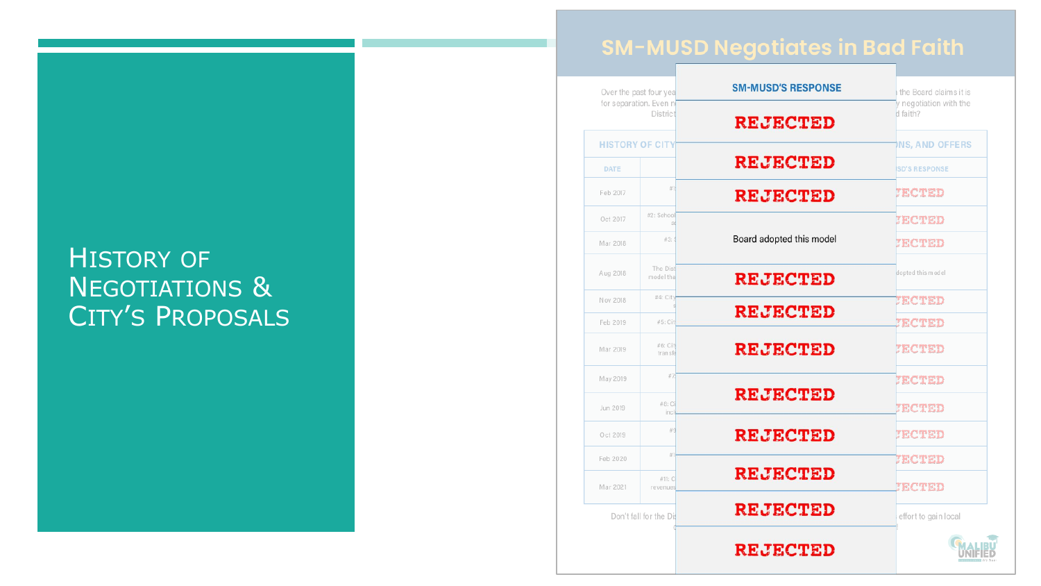# History of Negotiations & City's Proposals

## SM-MUSD Negotiates in Bad Faith

Over the past four yea... for separation. Even n... District ... the Board claims it is ... negotiation with the ... d faith?

HISTORY OF CITY ... NS, AND OFFERS

| DATE | | SM-MUSD'S RESPONSE |
|---|---|---|
| Feb 2017 | #1 | REJECTED |
| Oct 2017 | #2: School ... | REJECTED |
| Mar 2018 | #3: ... | REJECTED |
| Aug 2018 | The Dist... model tha... | Board adopted this model |
| Nov 2018 | #4: City ... | REJECTED |
| Feb 2019 | #5: Ci... | REJECTED |
| Mar 2019 | #6: City ... transfe... | REJECTED |
| May 2019 | #7 | REJECTED |
| Jun 2019 | #8: C... incl... | REJECTED |
| Oct 2019 | #9 | REJECTED |
| Feb 2020 | #1... | REJECTED |
| Mar 2021 | #11: C... revenue... | REJECTED |
| | | REJECTED |
| | | REJECTED |

Don't fall for the Di... effort to gain local

MALIBU UNIFIED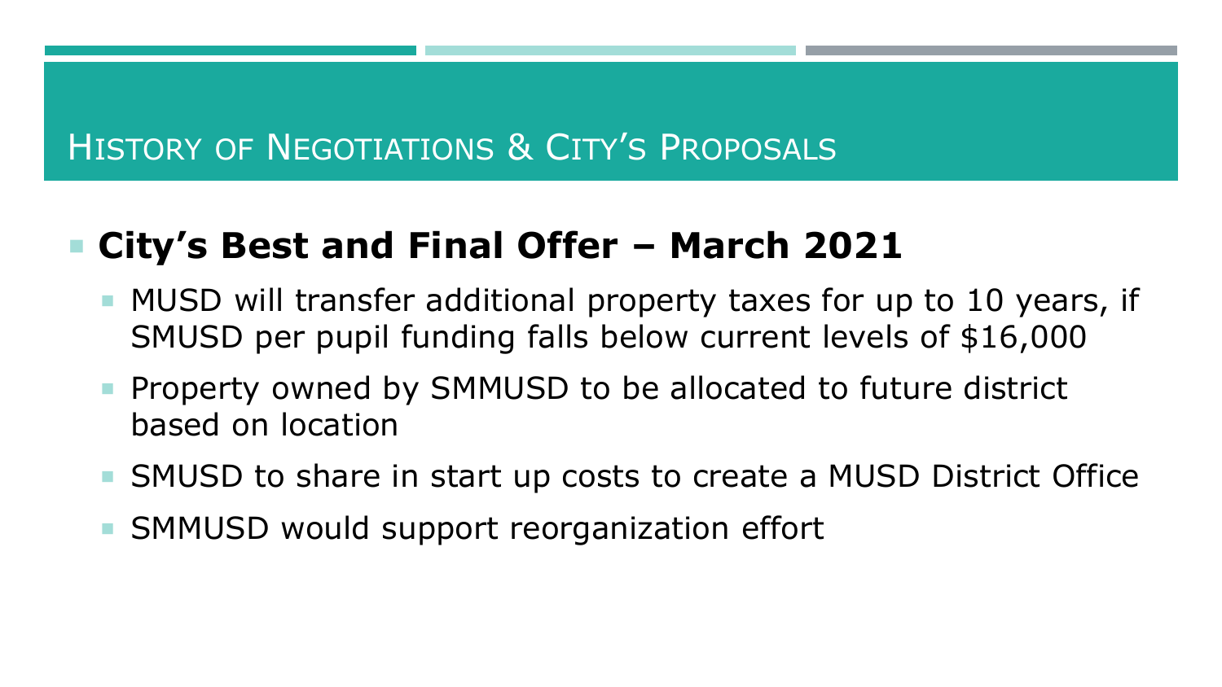# History of Negotiations & City's Proposals

- **City's Best and Final Offer – March 2021**
  - MUSD will transfer additional property taxes for up to 10 years, if SMUSD per pupil funding falls below current levels of $16,000
  - Property owned by SMMUSD to be allocated to future district based on location
  - SMUSD to share in start up costs to create a MUSD District Office
  - SMMUSD would support reorganization effort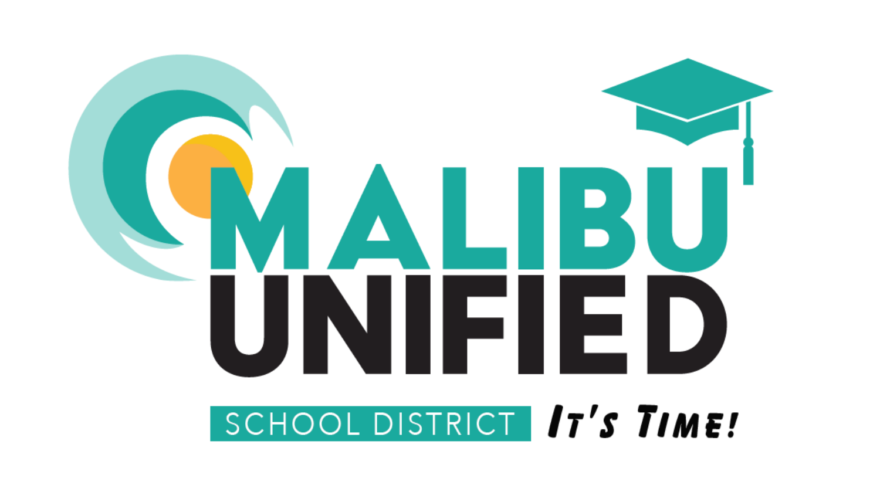# MALIBU UNIFIED

SCHOOL DISTRICT *It's Time!*